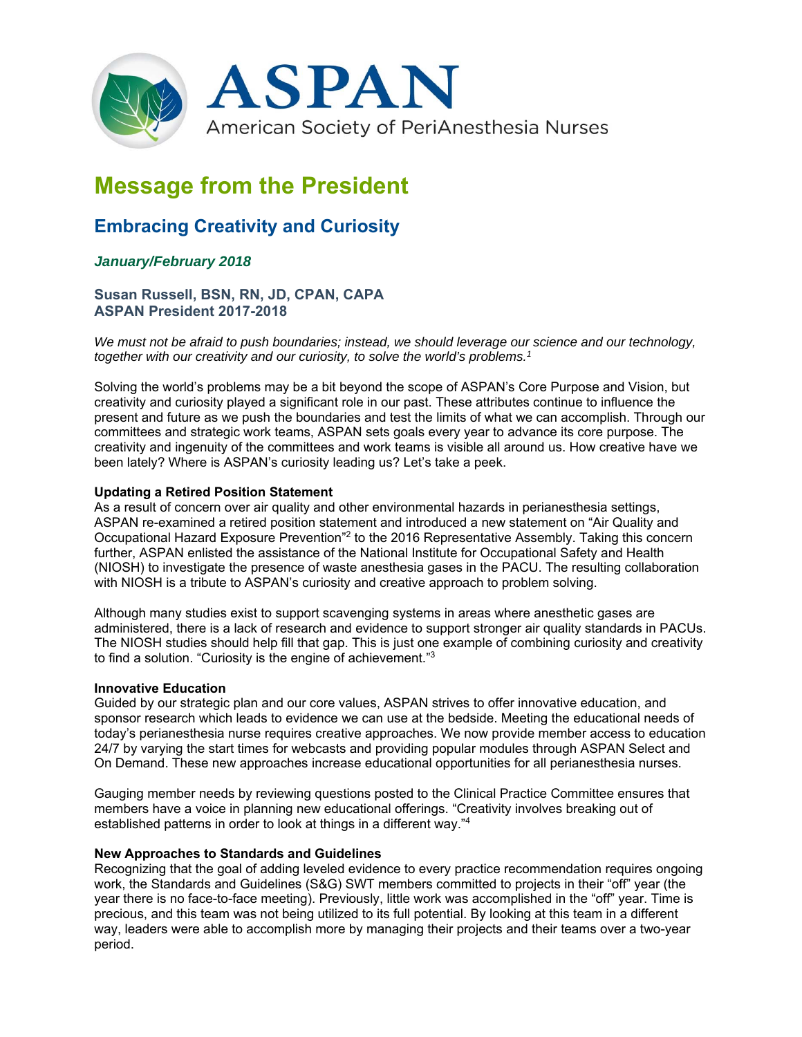# ASPAN

American Society of PeriAnesthesia Nurses

# Message from the President

## Embracing Creativity and Curiosity

***January/February 2018***

**Susan Russell, BSN, RN, JD, CPAN, CAPA**
**ASPAN President 2017-2018**

*We must not be afraid to push boundaries; instead, we should leverage our science and our technology, together with our creativity and our curiosity, to solve the world's problems.[1]*

Solving the world's problems may be a bit beyond the scope of ASPAN's Core Purpose and Vision, but creativity and curiosity played a significant role in our past. These attributes continue to influence the present and future as we push the boundaries and test the limits of what we can accomplish. Through our committees and strategic work teams, ASPAN sets goals every year to advance its core purpose. The creativity and ingenuity of the committees and work teams is visible all around us. How creative have we been lately? Where is ASPAN's curiosity leading us? Let's take a peek.

**Updating a Retired Position Statement**

As a result of concern over air quality and other environmental hazards in perianesthesia settings, ASPAN re-examined a retired position statement and introduced a new statement on "Air Quality and Occupational Hazard Exposure Prevention"[2] to the 2016 Representative Assembly. Taking this concern further, ASPAN enlisted the assistance of the National Institute for Occupational Safety and Health (NIOSH) to investigate the presence of waste anesthesia gases in the PACU. The resulting collaboration with NIOSH is a tribute to ASPAN's curiosity and creative approach to problem solving.

Although many studies exist to support scavenging systems in areas where anesthetic gases are administered, there is a lack of research and evidence to support stronger air quality standards in PACUs. The NIOSH studies should help fill that gap. This is just one example of combining curiosity and creativity to find a solution. "Curiosity is the engine of achievement."[3]

**Innovative Education**

Guided by our strategic plan and our core values, ASPAN strives to offer innovative education, and sponsor research which leads to evidence we can use at the bedside. Meeting the educational needs of today's perianesthesia nurse requires creative approaches. We now provide member access to education 24/7 by varying the start times for webcasts and providing popular modules through ASPAN Select and On Demand. These new approaches increase educational opportunities for all perianesthesia nurses.

Gauging member needs by reviewing questions posted to the Clinical Practice Committee ensures that members have a voice in planning new educational offerings. "Creativity involves breaking out of established patterns in order to look at things in a different way."[4]

**New Approaches to Standards and Guidelines**

Recognizing that the goal of adding leveled evidence to every practice recommendation requires ongoing work, the Standards and Guidelines (S&G) SWT members committed to projects in their "off" year (the year there is no face-to-face meeting). Previously, little work was accomplished in the "off" year. Time is precious, and this team was not being utilized to its full potential. By looking at this team in a different way, leaders were able to accomplish more by managing their projects and their teams over a two-year period.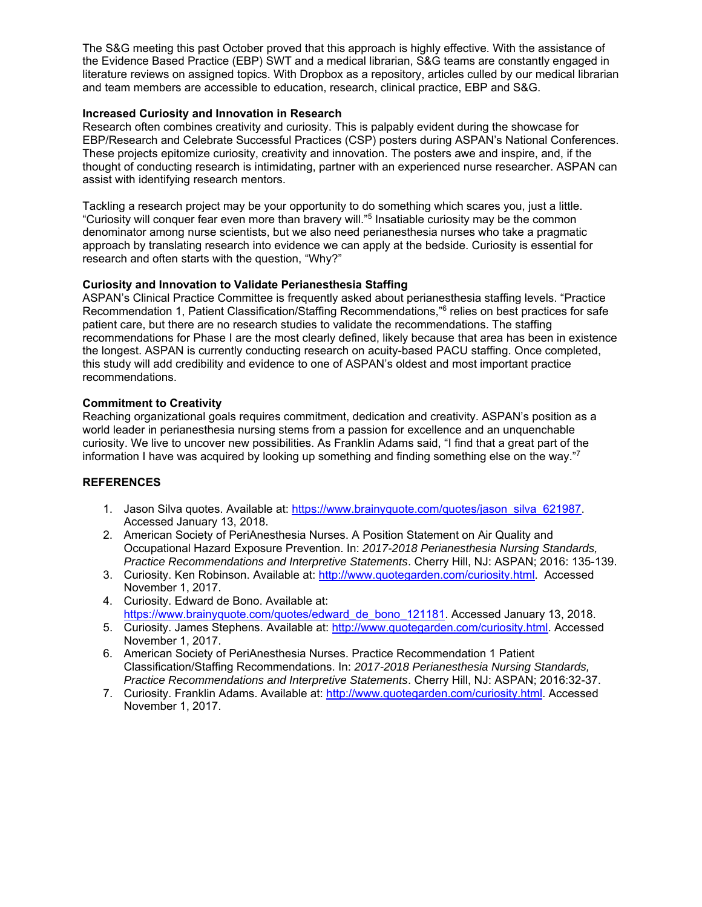The S&G meeting this past October proved that this approach is highly effective. With the assistance of the Evidence Based Practice (EBP) SWT and a medical librarian, S&G teams are constantly engaged in literature reviews on assigned topics. With Dropbox as a repository, articles culled by our medical librarian and team members are accessible to education, research, clinical practice, EBP and S&G.

**Increased Curiosity and Innovation in Research**

Research often combines creativity and curiosity. This is palpably evident during the showcase for EBP/Research and Celebrate Successful Practices (CSP) posters during ASPAN's National Conferences. These projects epitomize curiosity, creativity and innovation. The posters awe and inspire, and, if the thought of conducting research is intimidating, partner with an experienced nurse researcher. ASPAN can assist with identifying research mentors.

Tackling a research project may be your opportunity to do something which scares you, just a little. "Curiosity will conquer fear even more than bravery will."[5] Insatiable curiosity may be the common denominator among nurse scientists, but we also need perianesthesia nurses who take a pragmatic approach by translating research into evidence we can apply at the bedside. Curiosity is essential for research and often starts with the question, "Why?"

**Curiosity and Innovation to Validate Perianesthesia Staffing**

ASPAN's Clinical Practice Committee is frequently asked about perianesthesia staffing levels. "Practice Recommendation 1, Patient Classification/Staffing Recommendations,"[6] relies on best practices for safe patient care, but there are no research studies to validate the recommendations. The staffing recommendations for Phase I are the most clearly defined, likely because that area has been in existence the longest. ASPAN is currently conducting research on acuity-based PACU staffing. Once completed, this study will add credibility and evidence to one of ASPAN's oldest and most important practice recommendations.

**Commitment to Creativity**

Reaching organizational goals requires commitment, dedication and creativity. ASPAN's position as a world leader in perianesthesia nursing stems from a passion for excellence and an unquenchable curiosity. We live to uncover new possibilities. As Franklin Adams said, "I find that a great part of the information I have was acquired by looking up something and finding something else on the way."[7]

**REFERENCES**

1. Jason Silva quotes. Available at: https://www.brainyquote.com/quotes/jason_silva_621987. Accessed January 13, 2018.
2. American Society of PeriAnesthesia Nurses. A Position Statement on Air Quality and Occupational Hazard Exposure Prevention. In: *2017-2018 Perianesthesia Nursing Standards, Practice Recommendations and Interpretive Statements*. Cherry Hill, NJ: ASPAN; 2016: 135-139.
3. Curiosity. Ken Robinson. Available at: http://www.quotegarden.com/curiosity.html. Accessed November 1, 2017.
4. Curiosity. Edward de Bono. Available at: https://www.brainyquote.com/quotes/edward_de_bono_121181. Accessed January 13, 2018.
5. Curiosity. James Stephens. Available at: http://www.quotegarden.com/curiosity.html. Accessed November 1, 2017.
6. American Society of PeriAnesthesia Nurses. Practice Recommendation 1 Patient Classification/Staffing Recommendations. In: *2017-2018 Perianesthesia Nursing Standards, Practice Recommendations and Interpretive Statements*. Cherry Hill, NJ: ASPAN; 2016:32-37.
7. Curiosity. Franklin Adams. Available at: http://www.quotegarden.com/curiosity.html. Accessed November 1, 2017.